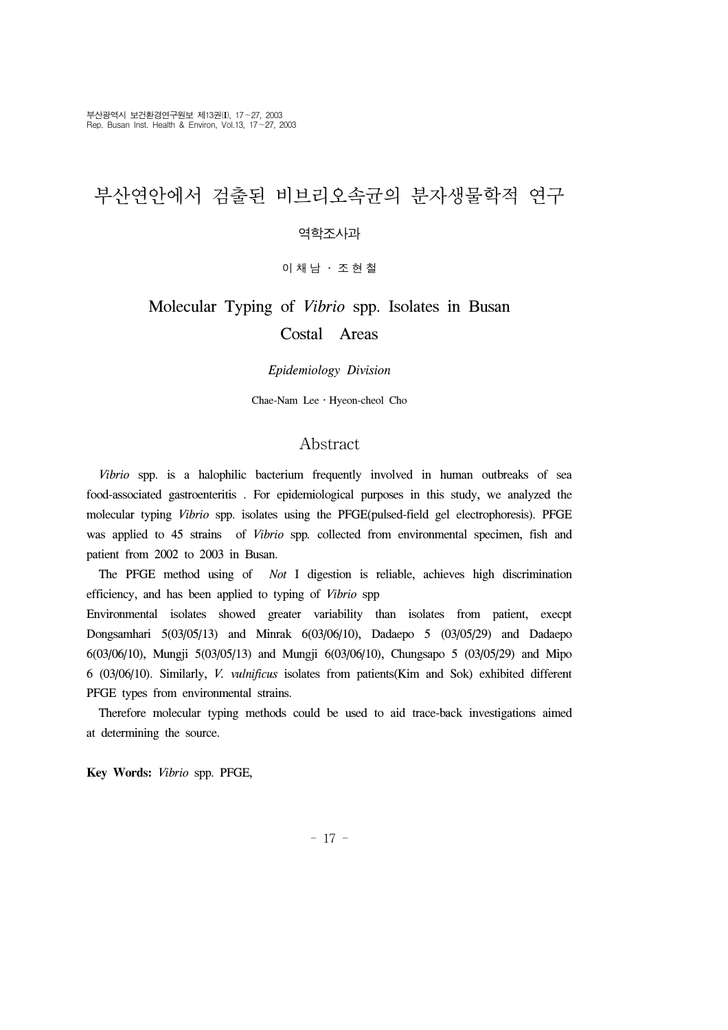# 부산연안에서 검출된 비브리오속균의 분자생물학적 연구

역학조사과

이 채 남 · 조 현 철

# Molecular Typing of *Vibrio* spp. Isolates in Busan Costal Areas

*Epidemiology Division*

Chae-Nam Lee · Hyeon-cheol Cho

## Abstract

*Vibrio* spp. is a halophilic bacterium frequently involved in human outbreaks of sea food-associated gastroenteritis . For epidemiological purposes in this study, we analyzed the molecular typing *Vibrio* spp. isolates using the PFGE(pulsed-field gel electrophoresis). PFGE was applied to 45 strains of *Vibrio* spp. collected from environmental specimen, fish and patient from 2002 to 2003 in Busan.

The PFGE method using of *Not* I digestion is reliable, achieves high discrimination efficiency, and has been applied to typing of *Vibrio* spp

Environmental isolates showed greater variability than isolates from patient, execpt Dongsamhari 5(03/05/13) and Minrak 6(03/06/10), Dadaepo 5 (03/05/29) and Dadaepo 6(03/06/10), Mungji 5(03/05/13) and Mungji 6(03/06/10), Chungsapo 5 (03/05/29) and Mipo 6 (03/06/10). Similarly, *V. vulnificus* isolates from patients(Kim and Sok) exhibited different PFGE types from environmental strains.

Therefore molecular typing methods could be used to aid trace-back investigations aimed at determining the source.

**Key Words:** *Vibrio* spp. PFGE,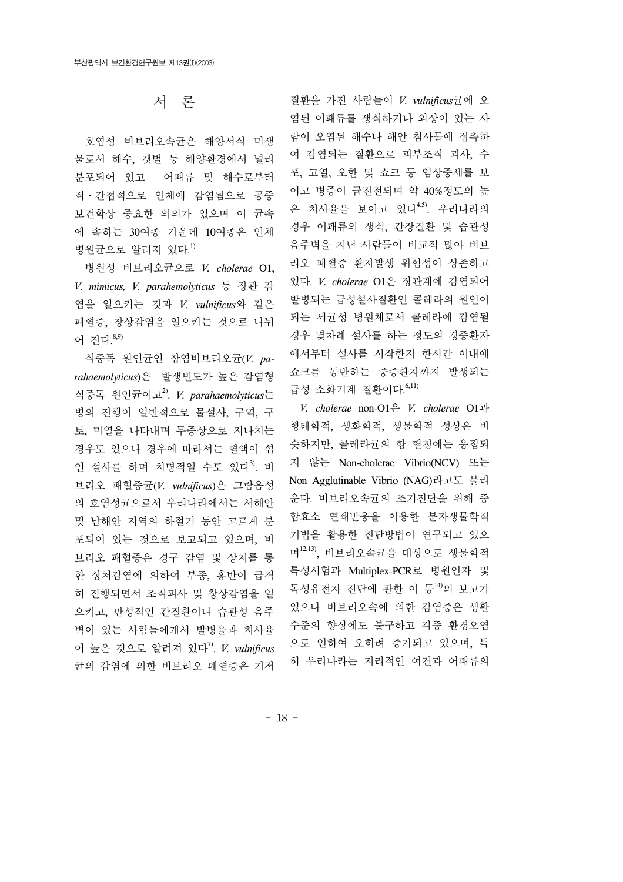## 서 론

호염성 비브리오속균은 해양서식 미생물로서 해수, 갯벌 등 해양환경에서 널리 분포되어 있고 어패류 및 해수로부터 직·간접적으로 인체에 감염됨으로 공중보건학상 중요한 의의가 있으며 이 균속에 속하는 30여종 가운데 10여종은 인체병원균으로 알려져 있다.[1)]

병원성 비브리오균으로 *V. cholerae* O1, *V. mimicus, V. parahemolyticus* 등 장관 감염을 일으키는 것과 *V. vulnificus*와 같은 패혈증, 창상감염을 일으키는 것으로 나뉘어 진다.[8,9)]

식중독 원인균인 장염비브리오균(*V. parahaemolyticus*)은 발생빈도가 높은 감염형 식중독 원인균이고[2)]. *V. parahaemolyticus*는 병의 진행이 일반적으로 물설사, 구역, 구토, 미열을 나타내며 무증상으로 지나치는 경우도 있으나 경우에 따라서는 혈액이 섞인 설사를 하며 치명적일 수도 있다[3)]. 비브리오 패혈증균(*V. vulnificus*)은 그람음성의 호염성균으로서 우리나라에서는 서해안 및 남해안 지역의 하절기 동안 고르게 분포되어 있는 것으로 보고되고 있으며, 비브리오 패혈증은 경구 감염 및 상처를 통한 상처감염에 의하여 부종, 홍반이 급격히 진행되면서 조직괴사 및 창상감염을 일으키고, 만성적인 간질환이나 습관성 음주벽이 있는 사람들에게서 발병율과 치사율이 높은 것으로 알려져 있다[7)]. *V. vulnificus*균의 감염에 의한 비브리오 패혈증은 기저질환을 가진 사람들이 *V. vulnificus*균에 오염된 어패류를 생식하거나 외상이 있는 사람이 오염된 해수나 해안 침사물에 접촉하여 감염되는 질환으로 피부조직 괴사, 수포, 고열, 오한 및 쇼크 등 임상증세를 보이고 병증이 급진전되며 약 40%정도의 높은 치사율을 보이고 있다[4,5)]. 우리나라의 경우 어패류의 생식, 간장질환 및 습관성 음주벽을 지닌 사람들이 비교적 많아 비브리오 패혈증 환자발생 위험성이 상존하고 있다. *V. cholerae* O1은 장관계에 감염되어 발병되는 급성설사질환인 콜레라의 원인이 되는 세균성 병원체로서 콜레라에 감염될 경우 몇차례 설사를 하는 정도의 경증환자에서부터 설사를 시작한지 한시간 이내에 쇼크를 동반하는 중증환자까지 발생되는 급성 소화기계 질환이다.[6,11)]

*V. cholerae* non-O1은 *V. cholerae* O1과 형태학적, 생화학적, 생물학적 성상은 비슷하지만, 콜레라균의 항 혈청에는 응집되지 않는 Non-cholerae Vibrio(NCV) 또는 Non Agglutinable Vibrio (NAG)라고도 불리운다. 비브리오속균의 조기진단을 위해 중합효소 연쇄반응을 이용한 분자생물학적 기법을 활용한 진단방법이 연구되고 있으며[12,13)], 비브리오속균을 대상으로 생물학적 특성시험과 Multiplex-PCR로 병원인자 및 독성유전자 진단에 관한 이 등[14)]의 보고가 있으나 비브리오속에 의한 감염증은 생활수준의 향상에도 불구하고 각종 환경오염으로 인하여 오히려 증가되고 있으며, 특히 우리나라는 지리적인 여건과 어패류의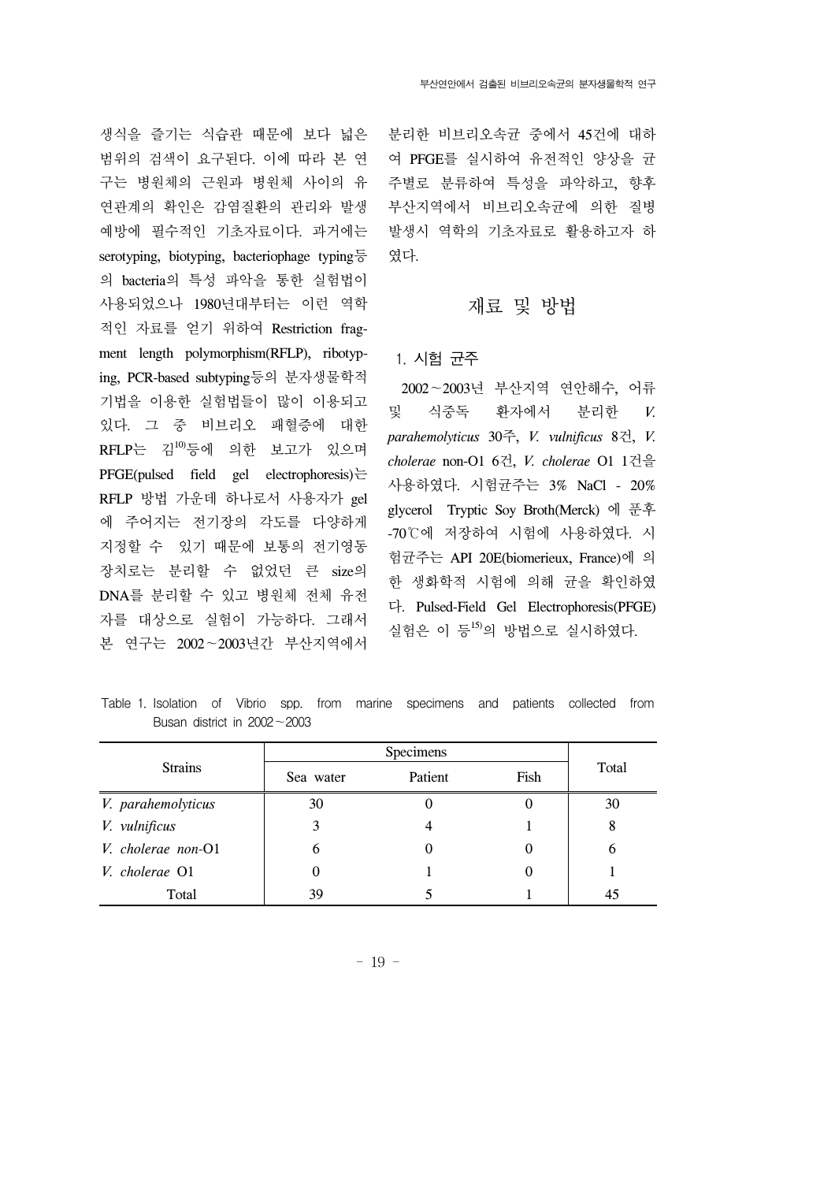생식을 즐기는 식습관 때문에 보다 넓은 범위의 검색이 요구된다. 이에 따라 본 연구는 병원체의 근원과 병원체 사이의 유연관계의 확인은 감염질환의 관리와 발생 예방에 필수적인 기초자료이다. 과거에는 serotyping, biotyping, bacteriophage typing등의 bacteria의 특성 파악을 통한 실험법이 사용되었으나 1980년대부터는 이런 역학적인 자료를 얻기 위하여 Restriction fragment length polymorphism(RFLP), ribotyping, PCR-based subtyping등의 분자생물학적 기법을 이용한 실험법들이 많이 이용되고 있다. 그 중 비브리오 패혈증에 대한 RFLP는 김[10]등에 의한 보고가 있으며 PFGE(pulsed field gel electrophoresis)는 RFLP 방법 가운데 하나로서 사용자가 gel에 주어지는 전기장의 각도를 다양하게 지정할 수 있기 때문에 보통의 전기영동 장치로는 분리할 수 없었던 큰 size의 DNA를 분리할 수 있고 병원체 전체 유전자를 대상으로 실험이 가능하다. 그래서 본 연구는 2002～2003년간 부산지역에서 분리한 비브리오속균 중에서 45건에 대하여 PFGE를 실시하여 유전적인 양상을 균주별로 분류하여 특성을 파악하고, 향후 부산지역에서 비브리오속균에 의한 질병 발생시 역학의 기초자료로 활용하고자 하였다.

## 재료 및 방법

### 1. 시험 균주

2002～2003년 부산지역 연안해수, 어류 및 식중독 환자에서 분리한 *V. parahemolyticus* 30주, *V. vulnificus* 8건, *V. cholerae* non-O1 6건, *V. cholerae* O1 1건을 사용하였다. 시험균주는 3% NaCl - 20% glycerol Tryptic Soy Broth(Merck) 에 푼후 -70℃에 저장하여 시험에 사용하였다. 시험균주는 API 20E(biomerieux, France)에 의한 생화학적 시험에 의해 균을 확인하였다. Pulsed-Field Gel Electrophoresis(PFGE) 실험은 이 등[15]의 방법으로 실시하였다.

Table 1. Isolation of Vibrio spp. from marine specimens and patients collected from Busan district in 2002～2003

| Strains | Specimens | | | Total |
|---|---|---|---|---|
| | Sea water | Patient | Fish | |
| *V. parahemolyticus* | 30 | 0 | 0 | 30 |
| *V. vulnificus* | 3 | 4 | 1 | 8 |
| *V. cholerae non*-O1 | 6 | 0 | 0 | 6 |
| *V. cholerae* O1 | 0 | 1 | 0 | 1 |
| Total | 39 | 5 | 1 | 45 |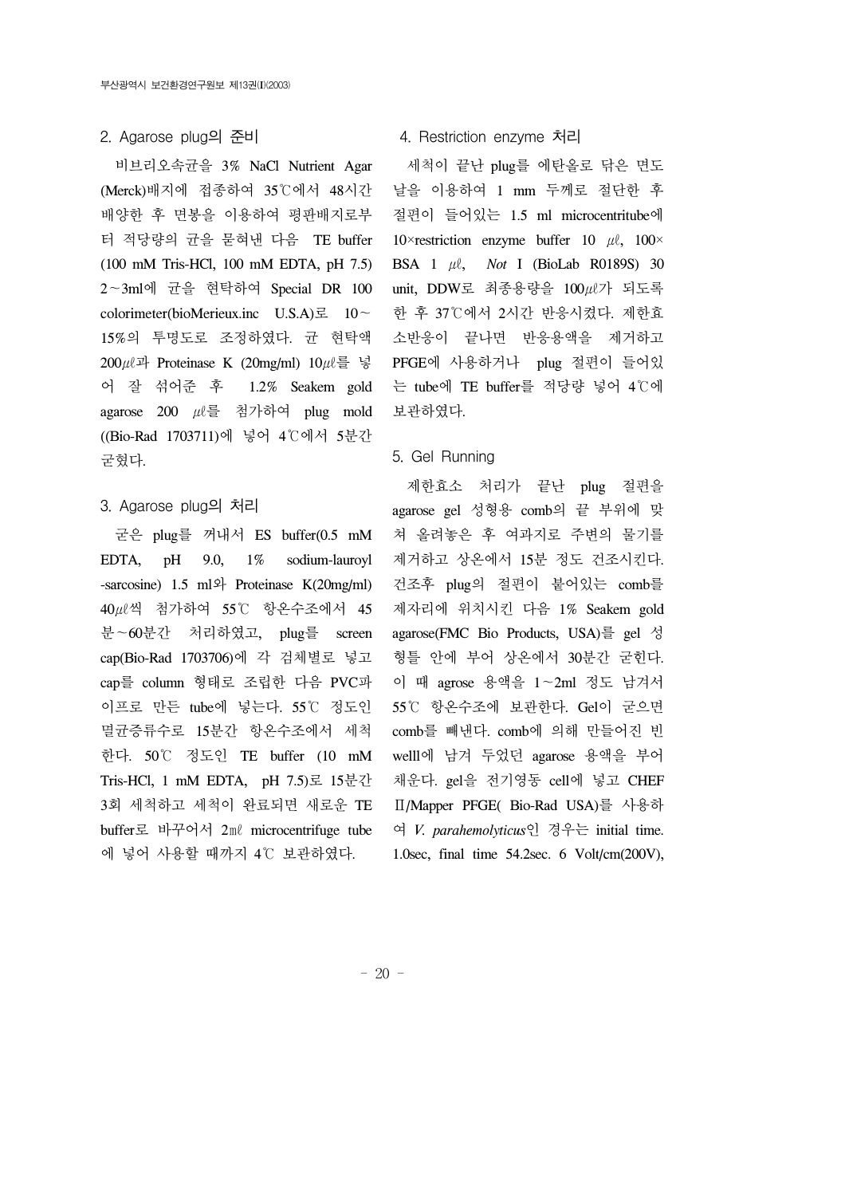### 2. Agarose plug의 준비

비브리오속균을 3% NaCl Nutrient Agar (Merck)배지에 접종하여 35℃에서 48시간 배양한 후 면봉을 이용하여 평판배지로부터 적당량의 균을 묻혀낸 다음 TE buffer (100 mM Tris-HCl, 100 mM EDTA, pH 7.5) 2～3ml에 균을 현탁하여 Special DR 100 colorimeter(bioMerieux.inc U.S.A)로 10～15%의 투명도로 조정하였다. 균 현탁액 200㎕과 Proteinase K (20mg/ml) 10㎕를 넣어 잘 섞어준 후 1.2% Seakem gold agarose 200 ㎕를 첨가하여 plug mold ((Bio-Rad 1703711)에 넣어 4℃에서 5분간 굳혔다.

### 3. Agarose plug의 처리

굳은 plug를 꺼내서 ES buffer(0.5 mM EDTA, pH 9.0, 1% sodium-lauroyl -sarcosine) 1.5 ml와 Proteinase K(20mg/ml) 40㎕씩 첨가하여 55℃ 항온수조에서 45분～60분간 처리하였고, plug를 screen cap(Bio-Rad 1703706)에 각 검체별로 넣고 cap를 column 형태로 조립한 다음 PVC파이프로 만든 tube에 넣는다. 55℃ 정도인 멸균증류수로 15분간 항온수조에서 세척한다. 50℃ 정도인 TE buffer (10 mM Tris-HCl, 1 mM EDTA, pH 7.5)로 15분간 3회 세척하고 세척이 완료되면 새로운 TE buffer로 바꾸어서 2㎖ microcentrifuge tube에 넣어 사용할 때까지 4℃ 보관하였다.

### 4. Restriction enzyme 처리

세척이 끝난 plug를 에탄올로 닦은 면도날을 이용하여 1 mm 두께로 절단한 후 절편이 들어있는 1.5 ml microcentritube에 10×restriction enzyme buffer 10 ㎕, 100× BSA 1 ㎕, *Not* I (BioLab R0189S) 30 unit, DDW로 최종용량을 100㎕가 되도록 한 후 37℃에서 2시간 반응시켰다. 제한효소반응이 끝나면 반응용액을 제거하고 PFGE에 사용하거나 plug 절편이 들어있는 tube에 TE buffer를 적당량 넣어 4℃에 보관하였다.

### 5. Gel Running

제한효소 처리가 끝난 plug 절편을 agarose gel 성형용 comb의 끝 부위에 맞춰 올려놓은 후 여과지로 주변의 물기를 제거하고 상온에서 15분 정도 건조시킨다. 건조후 plug의 절편이 붙어있는 comb를 제자리에 위치시킨 다음 1% Seakem gold agarose(FMC Bio Products, USA)를 gel 성형틀 안에 부어 상온에서 30분간 굳힌다. 이 때 agrose 용액을 1～2ml 정도 남겨서 55℃ 항온수조에 보관한다. Gel이 굳으면 comb를 빼낸다. comb에 의해 만들어진 빈 welll에 남겨 두었던 agarose 용액을 부어 채운다. gel을 전기영동 cell에 넣고 CHEF Ⅱ/Mapper PFGE( Bio-Rad USA)를 사용하여 *V. parahemolyticus*인 경우는 initial time. 1.0sec, final time 54.2sec. 6 Volt/cm(200V),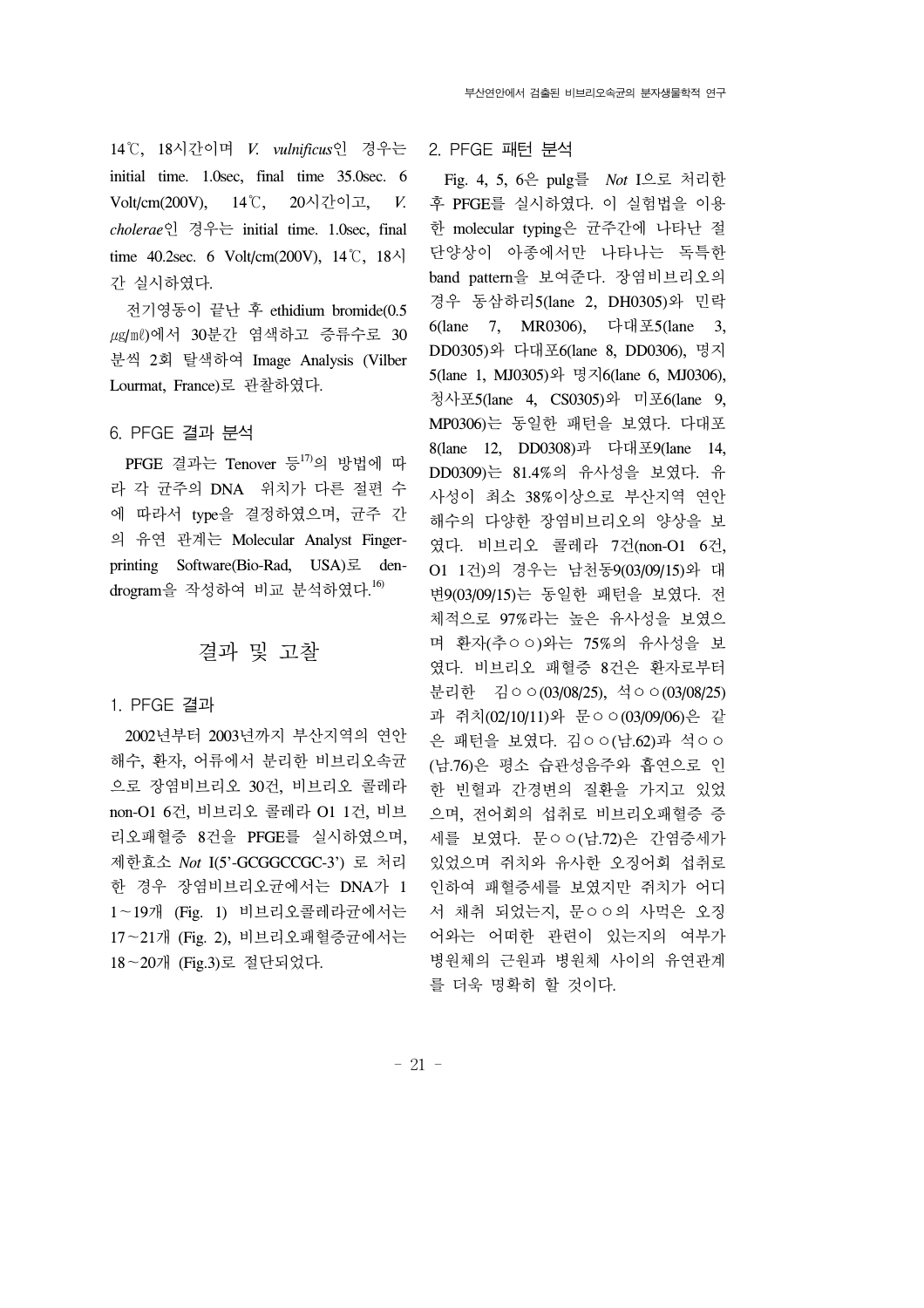14℃, 18시간이며 *V. vulnificus*인 경우는 initial time. 1.0sec, final time 35.0sec. 6 Volt/cm(200V), 14℃, 20시간이고, *V. cholerae*인 경우는 initial time. 1.0sec, final time 40.2sec. 6 Volt/cm(200V), 14℃, 18시간 실시하였다.

전기영동이 끝난 후 ethidium bromide(0.5 ㎍/㎖)에서 30분간 염색하고 증류수로 30분씩 2회 탈색하여 Image Analysis (Vilber Lourmat, France)로 관찰하였다.

### 6. PFGE 결과 분석

PFGE 결과는 Tenover 등[17]의 방법에 따라 각 균주의 DNA 위치가 다른 절편 수에 따라서 type을 결정하였으며, 균주 간의 유연 관계는 Molecular Analyst Fingerprinting Software(Bio-Rad, USA)로 dendrogram을 작성하여 비교 분석하였다.[16]

## 결과 및 고찰

### 1. PFGE 결과

2002년부터 2003년까지 부산지역의 연안해수, 환자, 어류에서 분리한 비브리오속균으로 장염비브리오 30건, 비브리오 콜레라 non-O1 6건, 비브리오 콜레라 O1 1건, 비브리오패혈증 8건을 PFGE를 실시하였으며, 제한효소 *Not* I(5'-GCGGCCGC-3') 로 처리한 경우 장염비브리오균에서는 DNA가 11~19개 (Fig. 1) 비브리오콜레라균에서는 17~21개 (Fig. 2), 비브리오패혈증균에서는 18~20개 (Fig.3)로 절단되었다.

### 2. PFGE 패턴 분석

Fig. 4, 5, 6은 pulg를 *Not* I으로 처리한 후 PFGE를 실시하였다. 이 실험법을 이용한 molecular typing은 균주간에 나타난 절단양상이 아종에서만 나타나는 독특한 band pattern을 보여준다. 장염비브리오의 경우 동삼하리5(lane 2, DH0305)와 민락6(lane 7, MR0306), 다대포5(lane 3, DD0305)와 다대포6(lane 8, DD0306), 명지5(lane 1, MJ0305)와 명지6(lane 6, MJ0306), 청사포5(lane 4, CS0305)와 미포6(lane 9, MP0306)는 동일한 패턴을 보였다. 다대포8(lane 12, DD0308)과 다대포9(lane 14, DD0309)는 81.4%의 유사성을 보였다. 유사성이 최소 38%이상으로 부산지역 연안해수의 다양한 장염비브리오의 양상을 보였다. 비브리오 콜레라 7건(non-O1 6건, O1 1건)의 경우는 남천동9(03/09/15)와 대변9(03/09/15)는 동일한 패턴을 보였다. 전체적으로 97%라는 높은 유사성을 보였으며 환자(추ㅇㅇ)와는 75%의 유사성을 보였다. 비브리오 패혈증 8건은 환자로부터 분리한 김ㅇㅇ(03/08/25), 석ㅇㅇ(03/08/25)과 쥐치(02/10/11)와 문ㅇㅇ(03/09/06)은 같은 패턴을 보였다. 김ㅇㅇ(남.62)과 석ㅇㅇ(남.76)은 평소 습관성음주와 흡연으로 인한 빈혈과 간경변의 질환을 가지고 있었으며, 전어회의 섭취로 비브리오패혈증 증세를 보였다. 문ㅇㅇ(남.72)은 간염증세가 있었으며 쥐치와 유사한 오징어회 섭취로 인하여 패혈증세를 보였지만 쥐치가 어디서 채취 되었는지, 문ㅇㅇ의 사먹은 오징어와는 어떠한 관련이 있는지의 여부가 병원체의 근원과 병원체 사이의 유연관계를 더욱 명확히 할 것이다.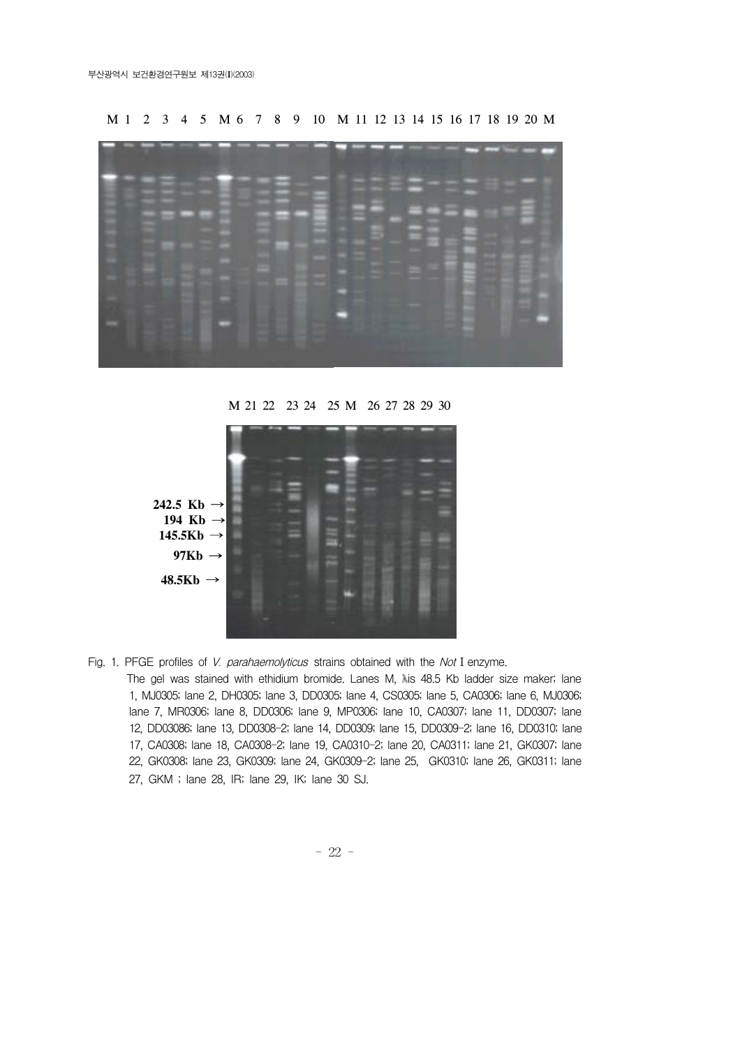Fig. 1. PFGE profiles of *V. parahaemolyticus* strains obtained with the *Not* I enzyme.
The gel was stained with ethidium bromide. Lanes M, λis 48.5 Kb ladder size maker; lane 1, MJ0305; lane 2, DH0305; lane 3, DD0305; lane 4, CS0305; lane 5, CA0306; lane 6, MJ0306; lane 7, MR0306; lane 8, DD0306; lane 9, MP0306; lane 10, CA0307; lane 11, DD0307; lane 12, DD03086; lane 13, DD0308-2; lane 14, DD0309; lane 15, DD0309-2; lane 16, DD0310; lane 17, CA0308; lane 18, CA0308-2; lane 19, CA0310-2; lane 20, CA0311; lane 21, GK0307; lane 22, GK0308; lane 23, GK0309; lane 24, GK0309-2; lane 25, GK0310; lane 26, GK0311; lane 27, GKM ; lane 28, IR; lane 29, IK; lane 30 SJ.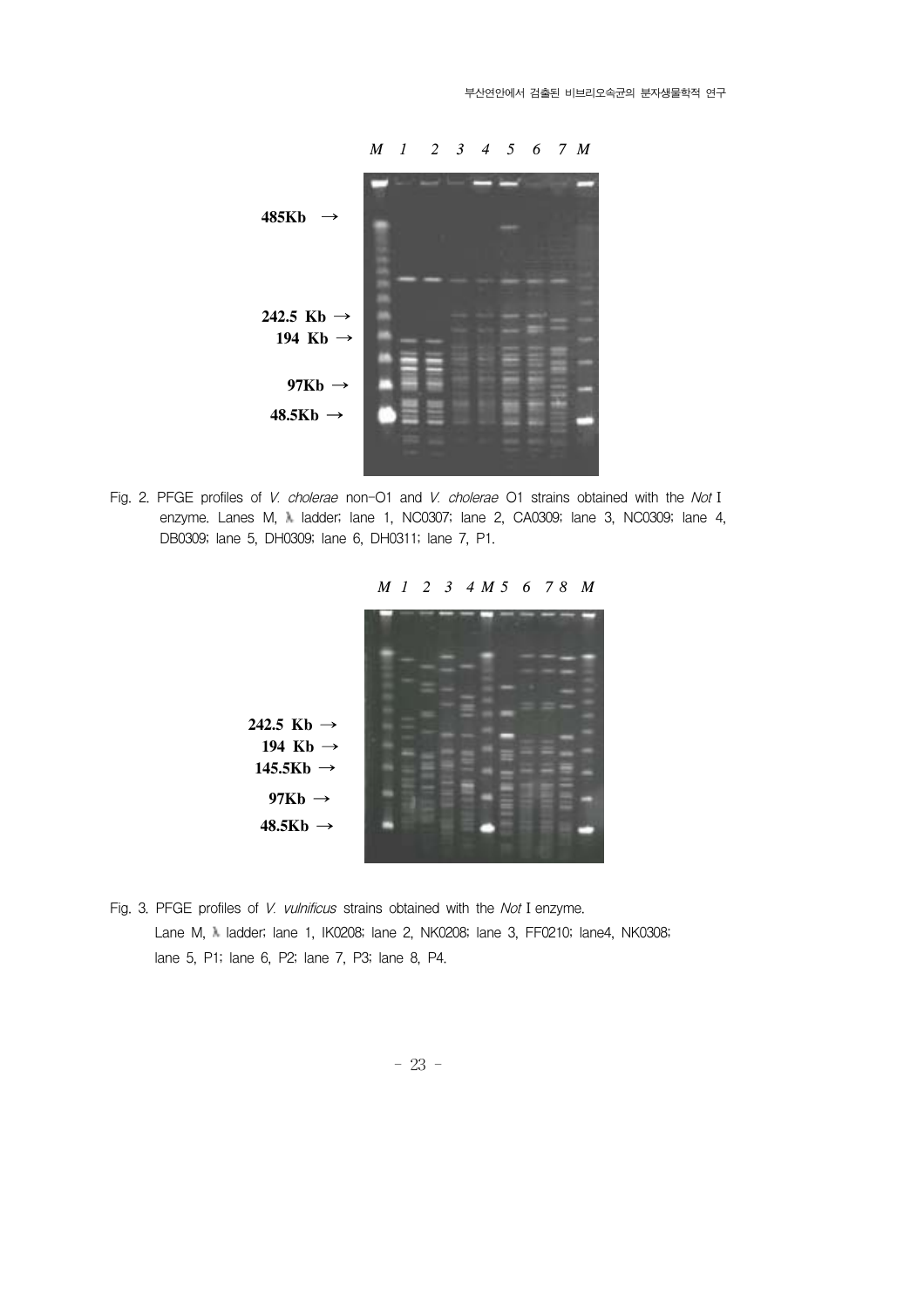Fig. 2. PFGE profiles of *V. cholerae* non-O1 and *V. cholerae* O1 strains obtained with the *Not* I enzyme. Lanes M, λ ladder; lane 1, NC0307; lane 2, CA0309; lane 3, NC0309; lane 4, DB0309; lane 5, DH0309; lane 6, DH0311; lane 7, P1.

Fig. 3. PFGE profiles of *V. vulnificus* strains obtained with the *Not* I enzyme. Lane M, λ ladder; lane 1, IK0208; lane 2, NK0208; lane 3, FF0210; lane4, NK0308; lane 5, P1; lane 6, P2; lane 7, P3; lane 8, P4.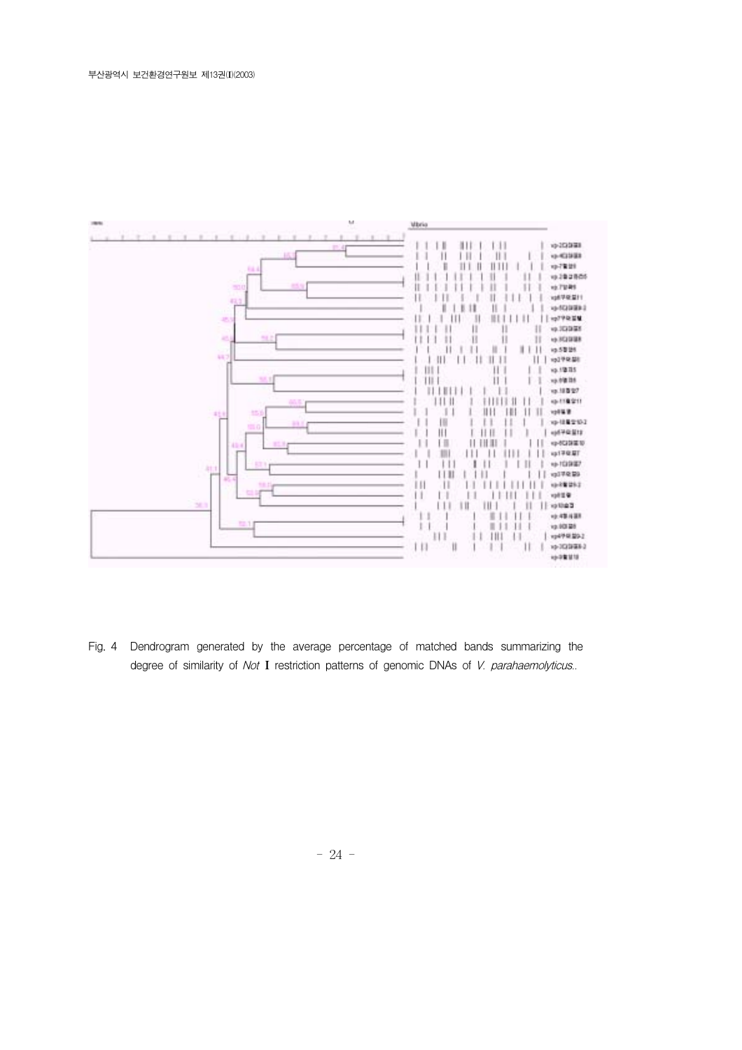Fig. 4 Dendrogram generated by the average percentage of matched bands summarizing the degree of similarity of *Not* I restriction patterns of genomic DNAs of *V. parahaemolyticus*..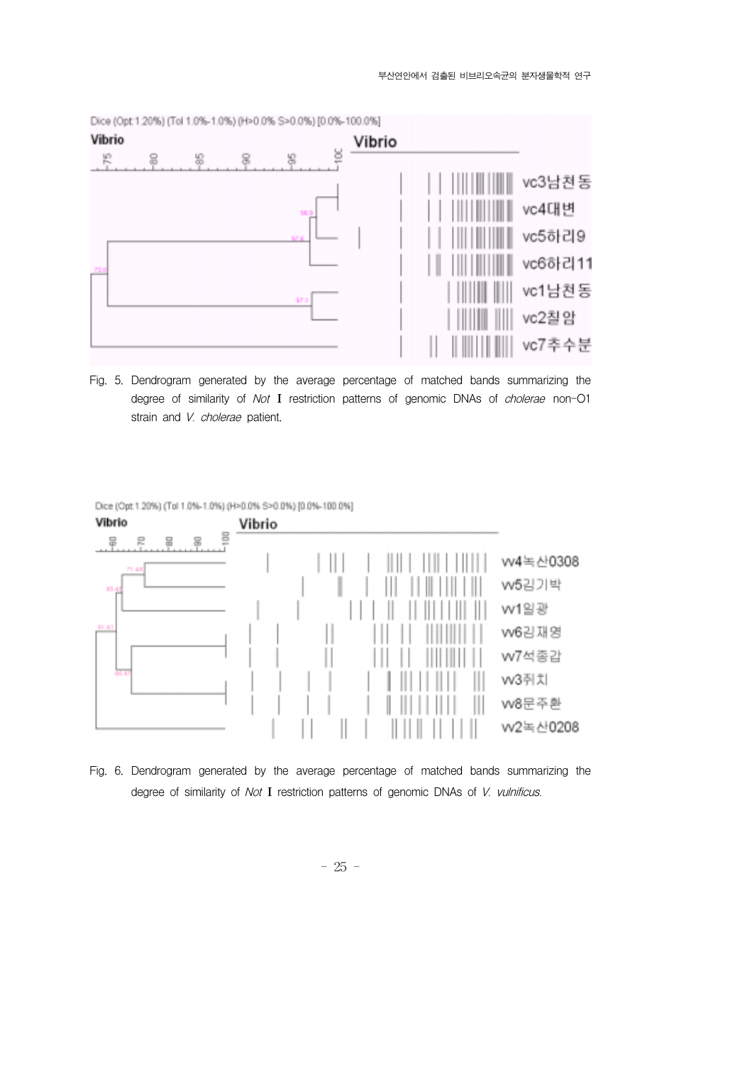Dice (Opt:1.20%) (Tol 1.0%-1.0%) (H>0.0% S>0.0%) [0.0%-100.0%]

Vibrio

vc3남천동

vc4대변

vc5하리9

vc6하리11

vc1남천동

vc2칠암

vc7추수분

Fig. 5. Dendrogram generated by the average percentage of matched bands summarizing the degree of similarity of *Not* I restriction patterns of genomic DNAs of *cholerae* non-O1 strain and *V. cholerae* patient.

Dice (Opt:1.20%) (Tol 1.0%-1.0%) (H>0.0% S>0.0%) [0.0%-100.0%]

Vibrio

vv4녹산0308

vv5김기박

vv1일광

vv6김재영

vv7석종갑

vv3취치

vv8문주환

vv2녹산0208

Fig. 6. Dendrogram generated by the average percentage of matched bands summarizing the degree of similarity of *Not* I restriction patterns of genomic DNAs of *V. vulnificus*.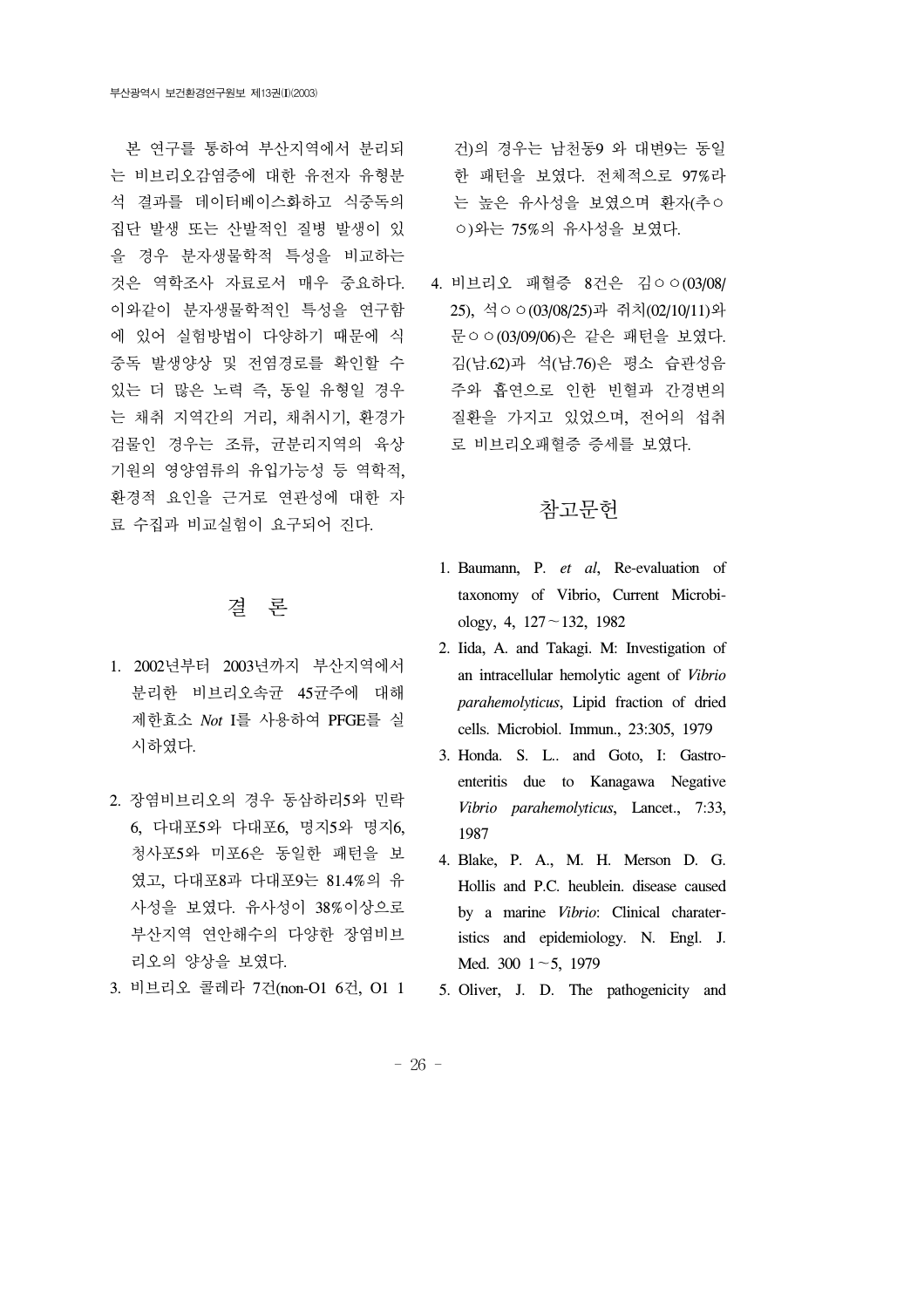본 연구를 통하여 부산지역에서 분리되는 비브리오감염증에 대한 유전자 유형분석 결과를 데이터베이스화하고 식중독의 집단 발생 또는 산발적인 질병 발생이 있을 경우 분자생물학적 특성을 비교하는 것은 역학조사 자료로서 매우 중요하다. 이와같이 분자생물학적인 특성을 연구함에 있어 실험방법이 다양하기 때문에 식중독 발생양상 및 전염경로를 확인할 수 있는 더 많은 노력 즉, 동일 유형일 경우는 채취 지역간의 거리, 채취시기, 환경가검물인 경우는 조류, 균분리지역의 육상기원의 영양염류의 유입가능성 등 역학적, 환경적 요인을 근거로 연관성에 대한 자료 수집과 비교실험이 요구되어 진다.

## 결 론

1. 2002년부터 2003년까지 부산지역에서 분리한 비브리오속균 45균주에 대해 제한효소 *Not* I를 사용하여 PFGE를 실시하였다.

2. 장염비브리오의 경우 동삼하리5와 민락6, 다대포5와 다대포6, 명지5와 명지6, 청사포5와 미포6은 동일한 패턴을 보였고, 다대포8과 다대포9는 81.4%의 유사성을 보였다. 유사성이 38%이상으로 부산지역 연안해수의 다양한 장염비브리오의 양상을 보였다.

3. 비브리오 콜레라 7건(non-O1 6건, O1 1건)의 경우는 남천동9 와 대변9는 동일한 패턴을 보였다. 전체적으로 97%라는 높은 유사성을 보였으며 환자(추○○)와는 75%의 유사성을 보였다.

4. 비브리오 패혈증 8건은 김○○(03/08/25), 석○○(03/08/25)과 쥐치(02/10/11)와 문○○(03/09/06)은 같은 패턴을 보였다. 김(남.62)과 석(남.76)은 평소 습관성음주와 흡연으로 인한 빈혈과 간경변의 질환을 가지고 있었으며, 전어의 섭취로 비브리오패혈증 증세를 보였다.

## 참고문헌

1. Baumann, P. *et al*, Re-evaluation of taxonomy of Vibrio, Current Microbiology, 4, 127～132, 1982
2. Iida, A. and Takagi. M: Investigation of an intracellular hemolytic agent of *Vibrio parahemolyticus*, Lipid fraction of dried cells. Microbiol. Immun., 23:305, 1979
3. Honda. S. L.. and Goto, I: Gastroenteritis due to Kanagawa Negative *Vibrio parahemolyticus*, Lancet., 7:33, 1987
4. Blake, P. A., M. H. Merson D. G. Hollis and P.C. heublein. disease caused by a marine *Vibrio*: Clinical charateristics and epidemiology. N. Engl. J. Med. 300 1～5, 1979
5. Oliver, J. D. The pathogenicity and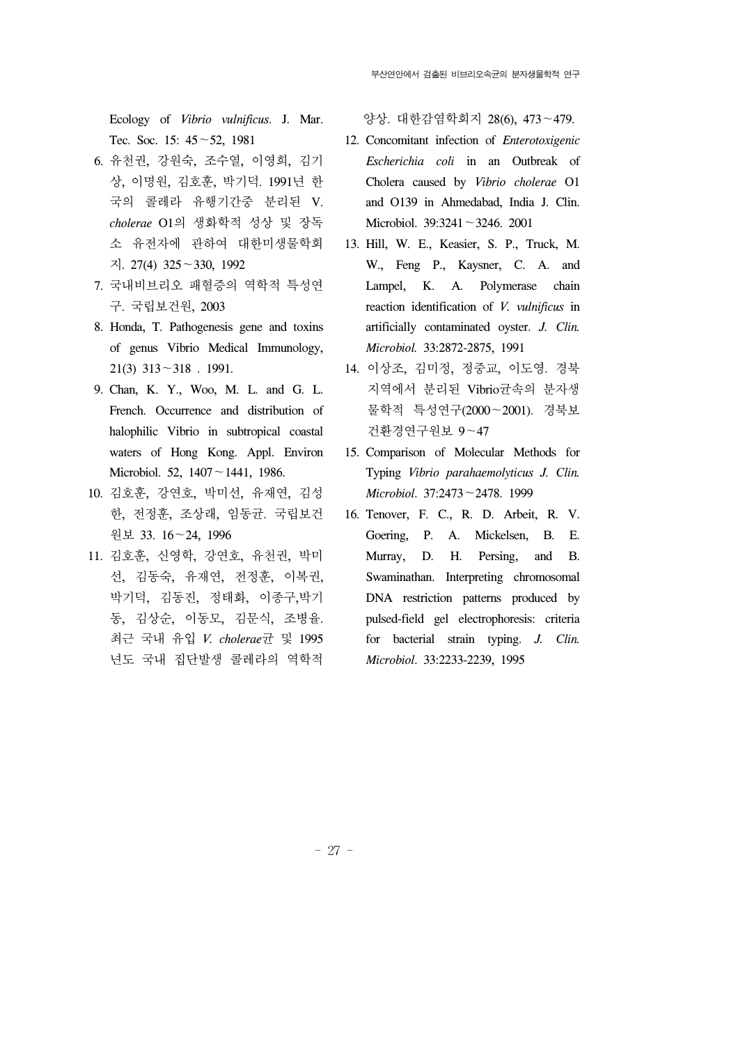Ecology of *Vibrio vulnificus.* J. Mar. Tec. Soc. 15: 45～52, 1981

6. 유천권, 강원숙, 조수열, 이영희, 김기상, 이명원, 김호훈, 박기덕. 1991년 한국의 콜레라 유행기간중 분리된 V. *cholerae* O1의 생화학적 성상 및 장독소 유전자에 관하여 대한미생물학회지. 27(4) 325～330, 1992
7. 국내비브리오 패혈증의 역학적 특성연구. 국립보건원, 2003
8. Honda, T. Pathogenesis gene and toxins of genus Vibrio Medical Immunology, 21(3) 313～318 . 1991.
9. Chan, K. Y., Woo, M. L. and G. L. French. Occurrence and distribution of halophilic Vibrio in subtropical coastal waters of Hong Kong. Appl. Environ Microbiol. 52, 1407～1441, 1986.
10. 김호훈, 강연호, 박미선, 유재연, 김성한, 전정훈, 조상래, 임동균. 국립보건원보 33. 16～24, 1996
11. 김호훈, 신영학, 강연호, 유천권, 박미선, 김동숙, 유재연, 전정훈, 이복권, 박기덕, 김동진, 정태화, 이종구,박기동, 김상순, 이동모, 김문식, 조병율. 최근 국내 유입 *V. cholerae*균 및 1995년도 국내 집단발생 콜레라의 역학적 양상. 대한감염학회지 28(6), 473～479.
12. Concomitant infection of *Enterotoxigenic Escherichia coli* in an Outbreak of Cholera caused by *Vibrio cholerae* O1 and O139 in Ahmedabad, India J. Clin. Microbiol. 39:3241～3246. 2001
13. Hill, W. E., Keasier, S. P., Truck, M. W., Feng P., Kaysner, C. A. and Lampel, K. A. Polymerase chain reaction identification of *V. vulnificus* in artificially contaminated oyster. *J. Clin. Microbiol.* 33:2872-2875, 1991
14. 이상조, 김미정, 정중교, 이도영. 경북지역에서 분리된 Vibrio균속의 분자생물학적 특성연구(2000～2001). 경북보건환경연구원보 9～47
15. Comparison of Molecular Methods for Typing *Vibrio parahaemolyticus J. Clin. Microbiol*. 37:2473～2478. 1999
16. Tenover, F. C., R. D. Arbeit, R. V. Goering, P. A. Mickelsen, B. E. Murray, D. H. Persing, and B. Swaminathan. Interpreting chromosomal DNA restriction patterns produced by pulsed-field gel electrophoresis: criteria for bacterial strain typing. *J. Clin. Microbiol*. 33:2233-2239, 1995